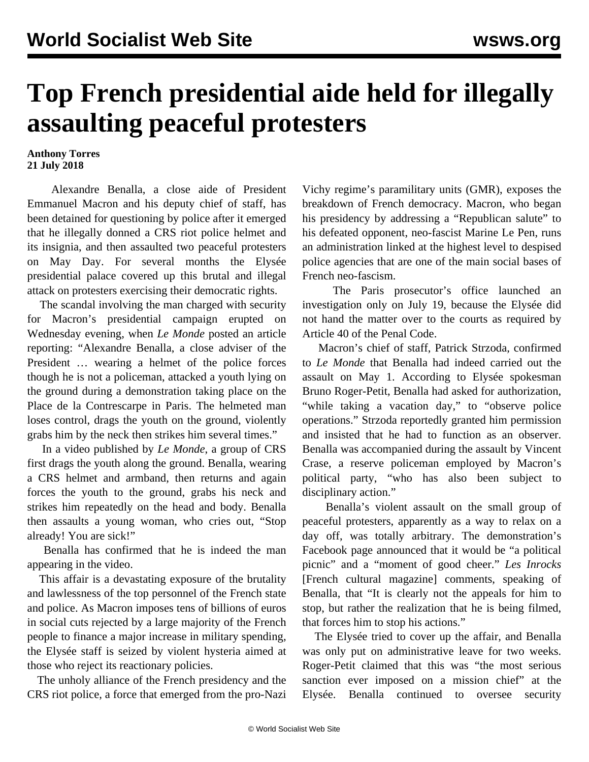# Top French presidential aide held for illegally assaulting peaceful protesters

**Anthony Torres**
**21 July 2018**

Alexandre Benalla, a close aide of President Emmanuel Macron and his deputy chief of staff, has been detained for questioning by police after it emerged that he illegally donned a CRS riot police helmet and its insignia, and then assaulted two peaceful protesters on May Day. For several months the Elysée presidential palace covered up this brutal and illegal attack on protesters exercising their democratic rights.

The scandal involving the man charged with security for Macron's presidential campaign erupted on Wednesday evening, when *Le Monde* posted an article reporting: "Alexandre Benalla, a close adviser of the President … wearing a helmet of the police forces though he is not a policeman, attacked a youth lying on the ground during a demonstration taking place on the Place de la Contrescarpe in Paris. The helmeted man loses control, drags the youth on the ground, violently grabs him by the neck then strikes him several times."

In a video published by *Le Monde*, a group of CRS first drags the youth along the ground. Benalla, wearing a CRS helmet and armband, then returns and again forces the youth to the ground, grabs his neck and strikes him repeatedly on the head and body. Benalla then assaults a young woman, who cries out, "Stop already! You are sick!"

Benalla has confirmed that he is indeed the man appearing in the video.

This affair is a devastating exposure of the brutality and lawlessness of the top personnel of the French state and police. As Macron imposes tens of billions of euros in social cuts rejected by a large majority of the French people to finance a major increase in military spending, the Elysée staff is seized by violent hysteria aimed at those who reject its reactionary policies.

The unholy alliance of the French presidency and the CRS riot police, a force that emerged from the pro-Nazi Vichy regime's paramilitary units (GMR), exposes the breakdown of French democracy. Macron, who began his presidency by addressing a "Republican salute" to his defeated opponent, neo-fascist Marine Le Pen, runs an administration linked at the highest level to despised police agencies that are one of the main social bases of French neo-fascism.

The Paris prosecutor's office launched an investigation only on July 19, because the Elysée did not hand the matter over to the courts as required by Article 40 of the Penal Code.

Macron's chief of staff, Patrick Strzoda, confirmed to *Le Monde* that Benalla had indeed carried out the assault on May 1. According to Elysée spokesman Bruno Roger-Petit, Benalla had asked for authorization, "while taking a vacation day," to "observe police operations." Strzoda reportedly granted him permission and insisted that he had to function as an observer. Benalla was accompanied during the assault by Vincent Crase, a reserve policeman employed by Macron's political party, "who has also been subject to disciplinary action."

Benalla's violent assault on the small group of peaceful protesters, apparently as a way to relax on a day off, was totally arbitrary. The demonstration's Facebook page announced that it would be "a political picnic" and a "moment of good cheer." *Les Inrocks* [French cultural magazine] comments, speaking of Benalla, that "It is clearly not the appeals for him to stop, but rather the realization that he is being filmed, that forces him to stop his actions."

The Elysée tried to cover up the affair, and Benalla was only put on administrative leave for two weeks. Roger-Petit claimed that this was "the most serious sanction ever imposed on a mission chief" at the Elysée. Benalla continued to oversee security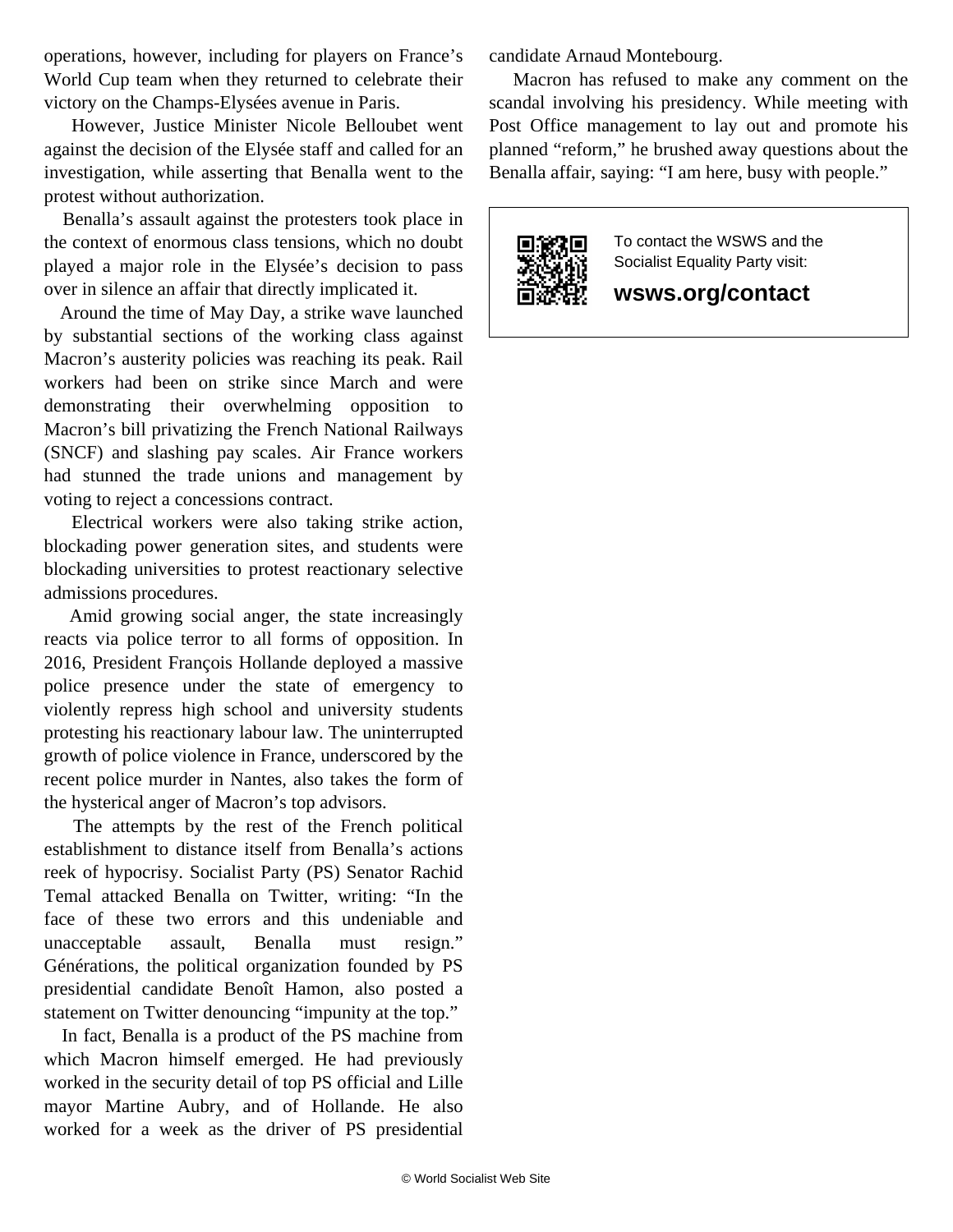operations, however, including for players on France's World Cup team when they returned to celebrate their victory on the Champs-Elysées avenue in Paris.

However, Justice Minister Nicole Belloubet went against the decision of the Elysée staff and called for an investigation, while asserting that Benalla went to the protest without authorization.

Benalla's assault against the protesters took place in the context of enormous class tensions, which no doubt played a major role in the Elysée's decision to pass over in silence an affair that directly implicated it.

Around the time of May Day, a strike wave launched by substantial sections of the working class against Macron's austerity policies was reaching its peak. Rail workers had been on strike since March and were demonstrating their overwhelming opposition to Macron's bill privatizing the French National Railways (SNCF) and slashing pay scales. Air France workers had stunned the trade unions and management by voting to reject a concessions contract.

Electrical workers were also taking strike action, blockading power generation sites, and students were blockading universities to protest reactionary selective admissions procedures.

Amid growing social anger, the state increasingly reacts via police terror to all forms of opposition. In 2016, President François Hollande deployed a massive police presence under the state of emergency to violently repress high school and university students protesting his reactionary labour law. The uninterrupted growth of police violence in France, underscored by the recent police murder in Nantes, also takes the form of the hysterical anger of Macron's top advisors.

The attempts by the rest of the French political establishment to distance itself from Benalla's actions reek of hypocrisy. Socialist Party (PS) Senator Rachid Temal attacked Benalla on Twitter, writing: "In the face of these two errors and this undeniable and unacceptable assault, Benalla must resign." Générations, the political organization founded by PS presidential candidate Benoît Hamon, also posted a statement on Twitter denouncing "impunity at the top."

In fact, Benalla is a product of the PS machine from which Macron himself emerged. He had previously worked in the security detail of top PS official and Lille mayor Martine Aubry, and of Hollande. He also worked for a week as the driver of PS presidential candidate Arnaud Montebourg.

Macron has refused to make any comment on the scandal involving his presidency. While meeting with Post Office management to lay out and promote his planned "reform," he brushed away questions about the Benalla affair, saying: "I am here, busy with people."

To contact the WSWS and the Socialist Equality Party visit:

**wsws.org/contact**